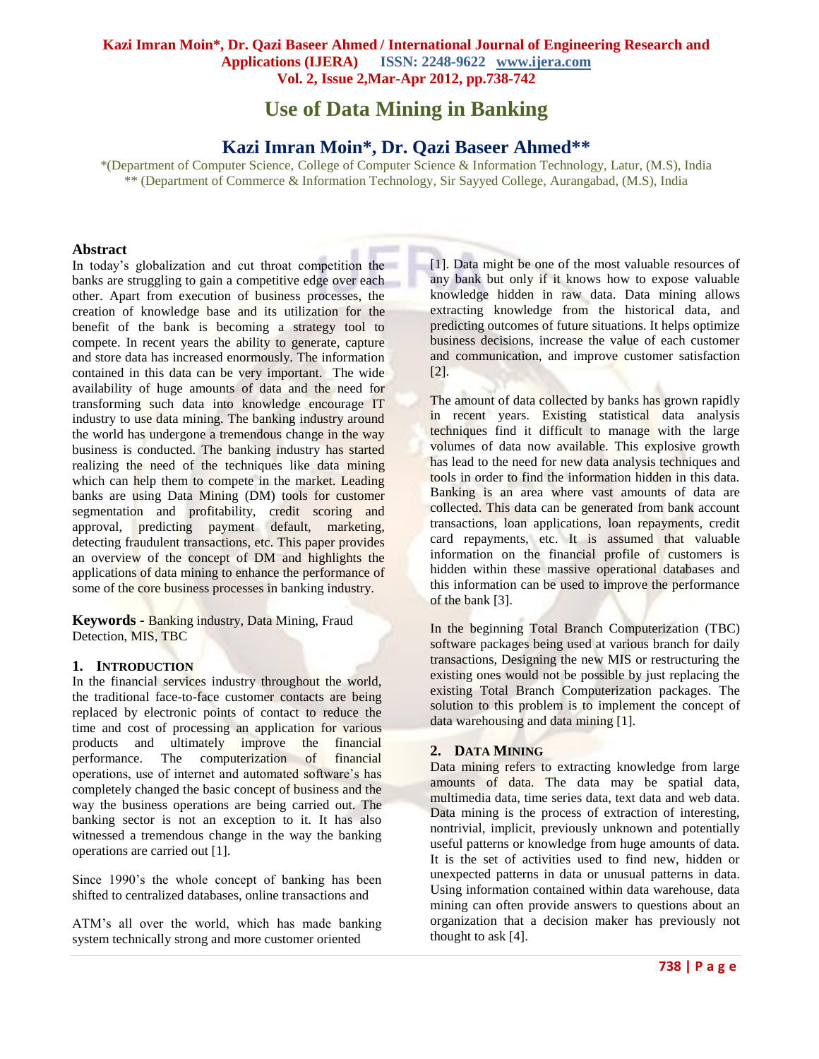# Use of Data Mining in Banking

## Kazi Imran Moin*, Dr. Qazi Baseer Ahmed**

*(Department of Computer Science, College of Computer Science & Information Technology, Latur, (M.S), India
** (Department of Commerce & Information Technology, Sir Sayyed College, Aurangabad, (M.S), India

### Abstract

In today's globalization and cut throat competition the banks are struggling to gain a competitive edge over each other. Apart from execution of business processes, the creation of knowledge base and its utilization for the benefit of the bank is becoming a strategy tool to compete. In recent years the ability to generate, capture and store data has increased enormously. The information contained in this data can be very important. The wide availability of huge amounts of data and the need for transforming such data into knowledge encourage IT industry to use data mining. The banking industry around the world has undergone a tremendous change in the way business is conducted. The banking industry has started realizing the need of the techniques like data mining which can help them to compete in the market. Leading banks are using Data Mining (DM) tools for customer segmentation and profitability, credit scoring and approval, predicting payment default, marketing, detecting fraudulent transactions, etc. This paper provides an overview of the concept of DM and highlights the applications of data mining to enhance the performance of some of the core business processes in banking industry.

**Keywords -** Banking industry, Data Mining, Fraud Detection, MIS, TBC

### 1. Introduction

In the financial services industry throughout the world, the traditional face-to-face customer contacts are being replaced by electronic points of contact to reduce the time and cost of processing an application for various products and ultimately improve the financial performance. The computerization of financial operations, use of internet and automated software's has completely changed the basic concept of business and the way the business operations are being carried out. The banking sector is not an exception to it. It has also witnessed a tremendous change in the way the banking operations are carried out [1].

Since 1990's the whole concept of banking has been shifted to centralized databases, online transactions and ATM's all over the world, which has made banking system technically strong and more customer oriented [1]. Data might be one of the most valuable resources of any bank but only if it knows how to expose valuable knowledge hidden in raw data. Data mining allows extracting knowledge from the historical data, and predicting outcomes of future situations. It helps optimize business decisions, increase the value of each customer and communication, and improve customer satisfaction [2].

The amount of data collected by banks has grown rapidly in recent years. Existing statistical data analysis techniques find it difficult to manage with the large volumes of data now available. This explosive growth has lead to the need for new data analysis techniques and tools in order to find the information hidden in this data. Banking is an area where vast amounts of data are collected. This data can be generated from bank account transactions, loan applications, loan repayments, credit card repayments, etc. It is assumed that valuable information on the financial profile of customers is hidden within these massive operational databases and this information can be used to improve the performance of the bank [3].

In the beginning Total Branch Computerization (TBC) software packages being used at various branch for daily transactions, Designing the new MIS or restructuring the existing ones would not be possible by just replacing the existing Total Branch Computerization packages. The solution to this problem is to implement the concept of data warehousing and data mining [1].

### 2. Data Mining

Data mining refers to extracting knowledge from large amounts of data. The data may be spatial data, multimedia data, time series data, text data and web data. Data mining is the process of extraction of interesting, nontrivial, implicit, previously unknown and potentially useful patterns or knowledge from huge amounts of data. It is the set of activities used to find new, hidden or unexpected patterns in data or unusual patterns in data. Using information contained within data warehouse, data mining can often provide answers to questions about an organization that a decision maker has previously not thought to ask [4].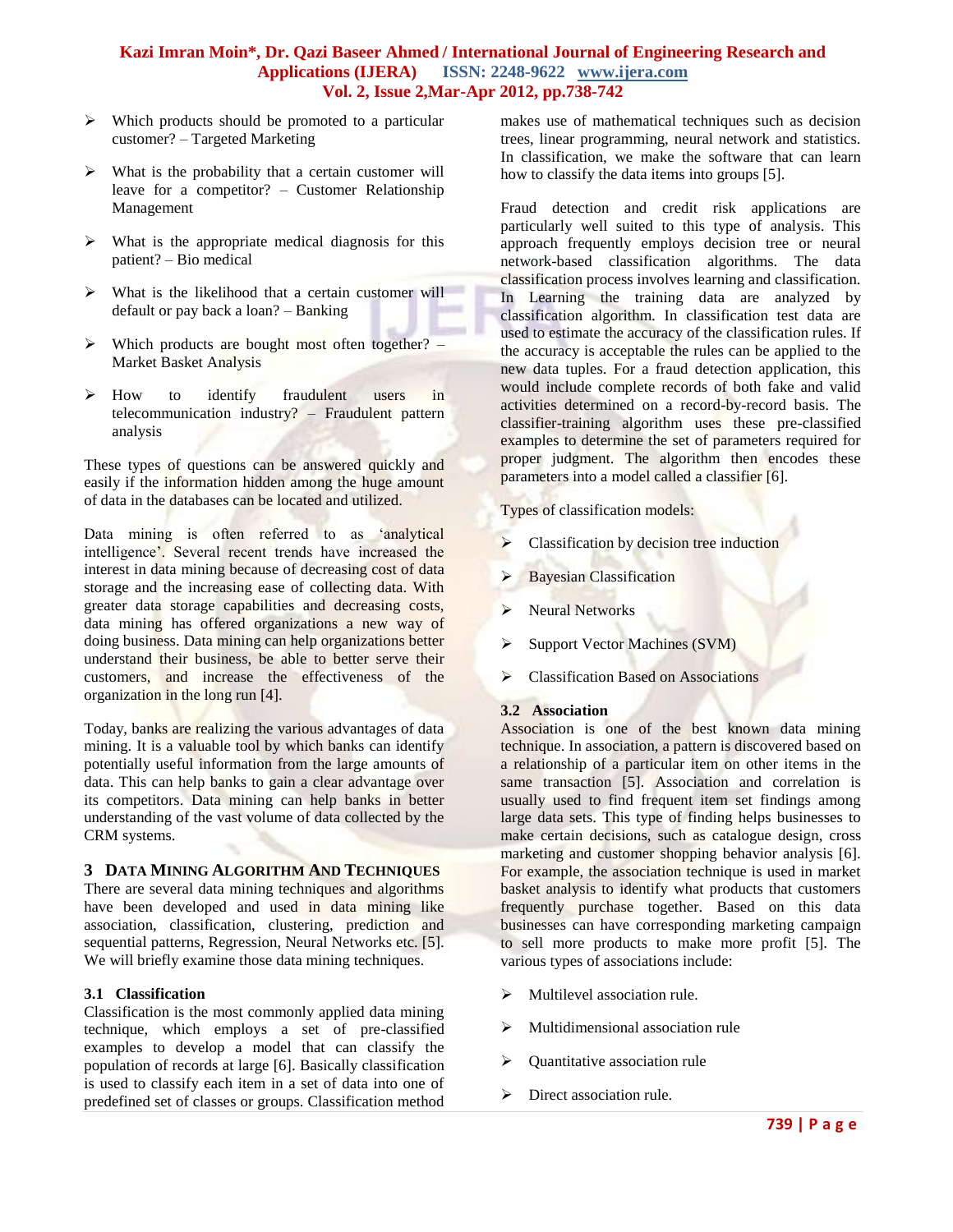- Which products should be promoted to a particular customer? – Targeted Marketing
- What is the probability that a certain customer will leave for a competitor? – Customer Relationship Management
- What is the appropriate medical diagnosis for this patient? – Bio medical
- What is the likelihood that a certain customer will default or pay back a loan? – Banking
- Which products are bought most often together? – Market Basket Analysis
- How to identify fraudulent users in telecommunication industry? – Fraudulent pattern analysis

These types of questions can be answered quickly and easily if the information hidden among the huge amount of data in the databases can be located and utilized.

Data mining is often referred to as 'analytical intelligence'. Several recent trends have increased the interest in data mining because of decreasing cost of data storage and the increasing ease of collecting data. With greater data storage capabilities and decreasing costs, data mining has offered organizations a new way of doing business. Data mining can help organizations better understand their business, be able to better serve their customers, and increase the effectiveness of the organization in the long run [4].

Today, banks are realizing the various advantages of data mining. It is a valuable tool by which banks can identify potentially useful information from the large amounts of data. This can help banks to gain a clear advantage over its competitors. Data mining can help banks in better understanding of the vast volume of data collected by the CRM systems.

## 3 Data Mining Algorithm And Techniques

There are several data mining techniques and algorithms have been developed and used in data mining like association, classification, clustering, prediction and sequential patterns, Regression, Neural Networks etc. [5]. We will briefly examine those data mining techniques.

### 3.1 Classification

Classification is the most commonly applied data mining technique, which employs a set of pre-classified examples to develop a model that can classify the population of records at large [6]. Basically classification is used to classify each item in a set of data into one of predefined set of classes or groups. Classification method makes use of mathematical techniques such as decision trees, linear programming, neural network and statistics. In classification, we make the software that can learn how to classify the data items into groups [5].

Fraud detection and credit risk applications are particularly well suited to this type of analysis. This approach frequently employs decision tree or neural network-based classification algorithms. The data classification process involves learning and classification. In Learning the training data are analyzed by classification algorithm. In classification test data are used to estimate the accuracy of the classification rules. If the accuracy is acceptable the rules can be applied to the new data tuples. For a fraud detection application, this would include complete records of both fake and valid activities determined on a record-by-record basis. The classifier-training algorithm uses these pre-classified examples to determine the set of parameters required for proper judgment. The algorithm then encodes these parameters into a model called a classifier [6].

Types of classification models:

- Classification by decision tree induction
- Bayesian Classification
- Neural Networks
- Support Vector Machines (SVM)
- Classification Based on Associations

### 3.2 Association

Association is one of the best known data mining technique. In association, a pattern is discovered based on a relationship of a particular item on other items in the same transaction [5]. Association and correlation is usually used to find frequent item set findings among large data sets. This type of finding helps businesses to make certain decisions, such as catalogue design, cross marketing and customer shopping behavior analysis [6]. For example, the association technique is used in market basket analysis to identify what products that customers frequently purchase together. Based on this data businesses can have corresponding marketing campaign to sell more products to make more profit [5]. The various types of associations include:

- Multilevel association rule.
- Multidimensional association rule
- Quantitative association rule
- Direct association rule.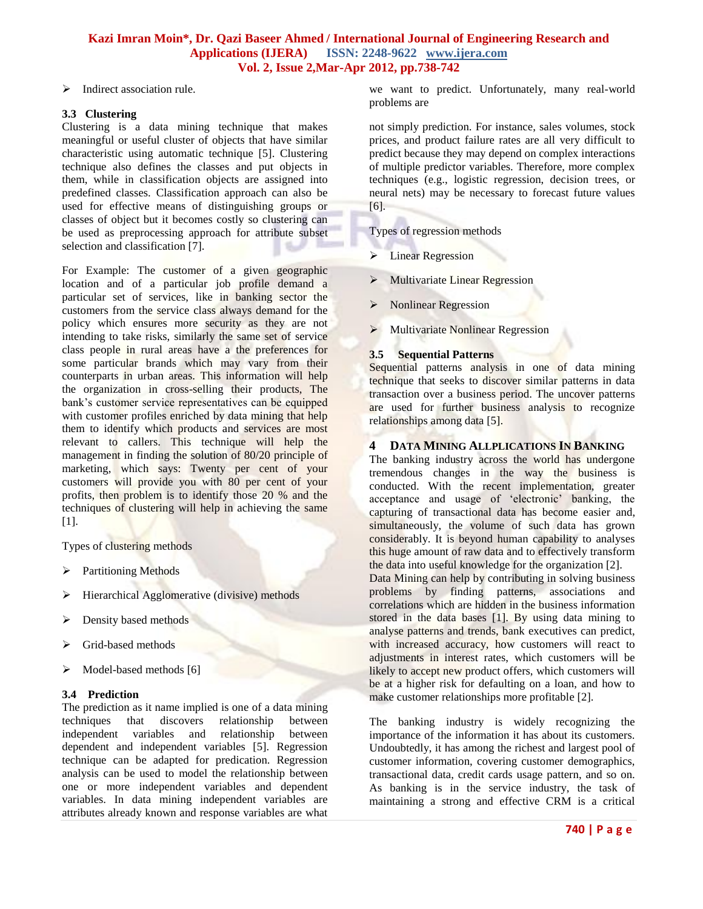- Indirect association rule.

### 3.3 Clustering

Clustering is a data mining technique that makes meaningful or useful cluster of objects that have similar characteristic using automatic technique [5]. Clustering technique also defines the classes and put objects in them, while in classification objects are assigned into predefined classes. Classification approach can also be used for effective means of distinguishing groups or classes of object but it becomes costly so clustering can be used as preprocessing approach for attribute subset selection and classification [7].

For Example: The customer of a given geographic location and of a particular job profile demand a particular set of services, like in banking sector the customers from the service class always demand for the policy which ensures more security as they are not intending to take risks, similarly the same set of service class people in rural areas have a the preferences for some particular brands which may vary from their counterparts in urban areas. This information will help the organization in cross-selling their products, The bank's customer service representatives can be equipped with customer profiles enriched by data mining that help them to identify which products and services are most relevant to callers. This technique will help the management in finding the solution of 80/20 principle of marketing, which says: Twenty per cent of your customers will provide you with 80 per cent of your profits, then problem is to identify those 20 % and the techniques of clustering will help in achieving the same [1].

Types of clustering methods

- Partitioning Methods
- Hierarchical Agglomerative (divisive) methods
- Density based methods
- Grid-based methods
- Model-based methods [6]

### 3.4 Prediction

The prediction as it name implied is one of a data mining techniques that discovers relationship between independent variables and relationship between dependent and independent variables [5]. Regression technique can be adapted for predication. Regression analysis can be used to model the relationship between one or more independent variables and dependent variables. In data mining independent variables are attributes already known and response variables are what we want to predict. Unfortunately, many real-world problems are

not simply prediction. For instance, sales volumes, stock prices, and product failure rates are all very difficult to predict because they may depend on complex interactions of multiple predictor variables. Therefore, more complex techniques (e.g., logistic regression, decision trees, or neural nets) may be necessary to forecast future values [6].

Types of regression methods

- Linear Regression
- Multivariate Linear Regression
- Nonlinear Regression
- Multivariate Nonlinear Regression

### 3.5 Sequential Patterns

Sequential patterns analysis in one of data mining technique that seeks to discover similar patterns in data transaction over a business period. The uncover patterns are used for further business analysis to recognize relationships among data [5].

## 4 Data Mining Allplications In Banking

The banking industry across the world has undergone tremendous changes in the way the business is conducted. With the recent implementation, greater acceptance and usage of 'electronic' banking, the capturing of transactional data has become easier and, simultaneously, the volume of such data has grown considerably. It is beyond human capability to analyses this huge amount of raw data and to effectively transform the data into useful knowledge for the organization [2].
Data Mining can help by contributing in solving business problems by finding patterns, associations and correlations which are hidden in the business information stored in the data bases [1]. By using data mining to analyse patterns and trends, bank executives can predict, with increased accuracy, how customers will react to adjustments in interest rates, which customers will be likely to accept new product offers, which customers will be at a higher risk for defaulting on a loan, and how to make customer relationships more profitable [2].

The banking industry is widely recognizing the importance of the information it has about its customers. Undoubtedly, it has among the richest and largest pool of customer information, covering customer demographics, transactional data, credit cards usage pattern, and so on. As banking is in the service industry, the task of maintaining a strong and effective CRM is a critical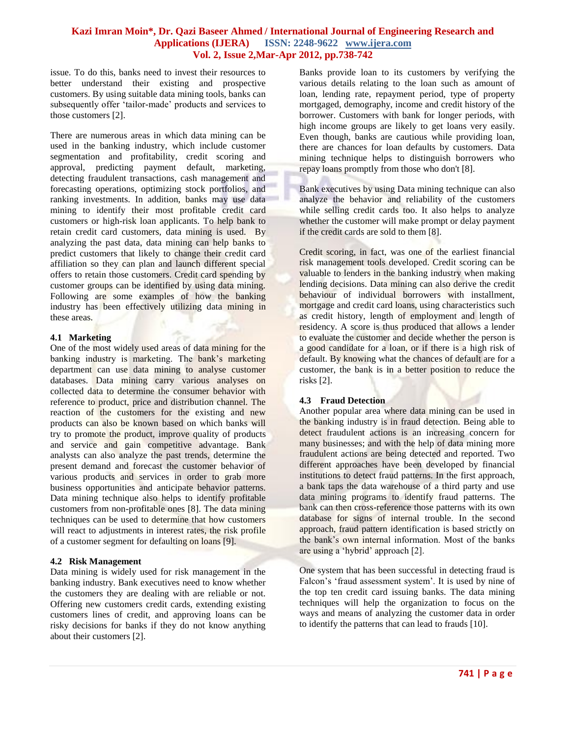issue. To do this, banks need to invest their resources to better understand their existing and prospective customers. By using suitable data mining tools, banks can subsequently offer 'tailor-made' products and services to those customers [2].

There are numerous areas in which data mining can be used in the banking industry, which include customer segmentation and profitability, credit scoring and approval, predicting payment default, marketing, detecting fraudulent transactions, cash management and forecasting operations, optimizing stock portfolios, and ranking investments. In addition, banks may use data mining to identify their most profitable credit card customers or high-risk loan applicants. To help bank to retain credit card customers, data mining is used. By analyzing the past data, data mining can help banks to predict customers that likely to change their credit card affiliation so they can plan and launch different special offers to retain those customers. Credit card spending by customer groups can be identified by using data mining. Following are some examples of how the banking industry has been effectively utilizing data mining in these areas.

### 4.1 Marketing

One of the most widely used areas of data mining for the banking industry is marketing. The bank's marketing department can use data mining to analyse customer databases. Data mining carry various analyses on collected data to determine the consumer behavior with reference to product, price and distribution channel. The reaction of the customers for the existing and new products can also be known based on which banks will try to promote the product, improve quality of products and service and gain competitive advantage. Bank analysts can also analyze the past trends, determine the present demand and forecast the customer behavior of various products and services in order to grab more business opportunities and anticipate behavior patterns. Data mining technique also helps to identify profitable customers from non-profitable ones [8]. The data mining techniques can be used to determine that how customers will react to adjustments in interest rates, the risk profile of a customer segment for defaulting on loans [9].

### 4.2 Risk Management

Data mining is widely used for risk management in the banking industry. Bank executives need to know whether the customers they are dealing with are reliable or not. Offering new customers credit cards, extending existing customers lines of credit, and approving loans can be risky decisions for banks if they do not know anything about their customers [2].

Banks provide loan to its customers by verifying the various details relating to the loan such as amount of loan, lending rate, repayment period, type of property mortgaged, demography, income and credit history of the borrower. Customers with bank for longer periods, with high income groups are likely to get loans very easily. Even though, banks are cautious while providing loan, there are chances for loan defaults by customers. Data mining technique helps to distinguish borrowers who repay loans promptly from those who don't [8].

Bank executives by using Data mining technique can also analyze the behavior and reliability of the customers while selling credit cards too. It also helps to analyze whether the customer will make prompt or delay payment if the credit cards are sold to them [8].

Credit scoring, in fact, was one of the earliest financial risk management tools developed. Credit scoring can be valuable to lenders in the banking industry when making lending decisions. Data mining can also derive the credit behaviour of individual borrowers with installment, mortgage and credit card loans, using characteristics such as credit history, length of employment and length of residency. A score is thus produced that allows a lender to evaluate the customer and decide whether the person is a good candidate for a loan, or if there is a high risk of default. By knowing what the chances of default are for a customer, the bank is in a better position to reduce the risks [2].

### 4.3 Fraud Detection

Another popular area where data mining can be used in the banking industry is in fraud detection. Being able to detect fraudulent actions is an increasing concern for many businesses; and with the help of data mining more fraudulent actions are being detected and reported. Two different approaches have been developed by financial institutions to detect fraud patterns. In the first approach, a bank taps the data warehouse of a third party and use data mining programs to identify fraud patterns. The bank can then cross-reference those patterns with its own database for signs of internal trouble. In the second approach, fraud pattern identification is based strictly on the bank's own internal information. Most of the banks are using a 'hybrid' approach [2].

One system that has been successful in detecting fraud is Falcon's 'fraud assessment system'. It is used by nine of the top ten credit card issuing banks. The data mining techniques will help the organization to focus on the ways and means of analyzing the customer data in order to identify the patterns that can lead to frauds [10].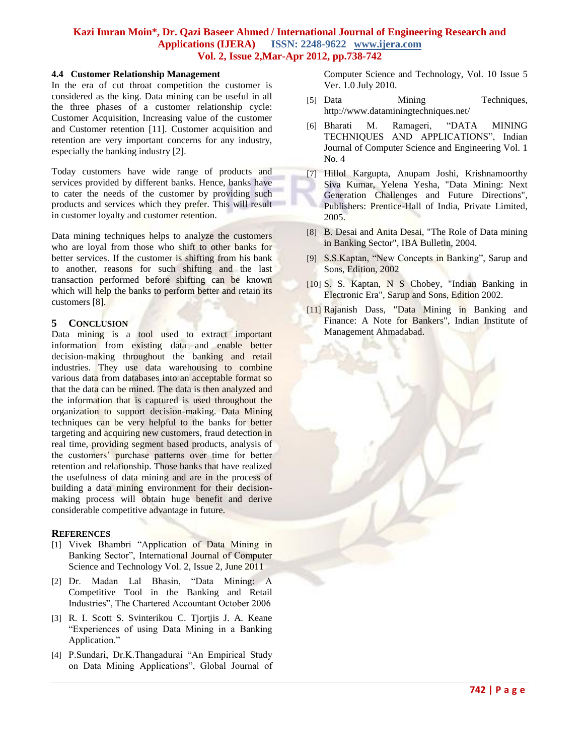### 4.4 Customer Relationship Management

In the era of cut throat competition the customer is considered as the king. Data mining can be useful in all the three phases of a customer relationship cycle: Customer Acquisition, Increasing value of the customer and Customer retention [11]. Customer acquisition and retention are very important concerns for any industry, especially the banking industry [2].

Today customers have wide range of products and services provided by different banks. Hence, banks have to cater the needs of the customer by providing such products and services which they prefer. This will result in customer loyalty and customer retention.

Data mining techniques helps to analyze the customers who are loyal from those who shift to other banks for better services. If the customer is shifting from his bank to another, reasons for such shifting and the last transaction performed before shifting can be known which will help the banks to perform better and retain its customers [8].

## 5 Conclusion

Data mining is a tool used to extract important information from existing data and enable better decision-making throughout the banking and retail industries. They use data warehousing to combine various data from databases into an acceptable format so that the data can be mined. The data is then analyzed and the information that is captured is used throughout the organization to support decision-making. Data Mining techniques can be very helpful to the banks for better targeting and acquiring new customers, fraud detection in real time, providing segment based products, analysis of the customers' purchase patterns over time for better retention and relationship. Those banks that have realized the usefulness of data mining and are in the process of building a data mining environment for their decision-making process will obtain huge benefit and derive considerable competitive advantage in future.

## References

[1] Vivek Bhambri "Application of Data Mining in Banking Sector", International Journal of Computer Science and Technology Vol. 2, Issue 2, June 2011

[2] Dr. Madan Lal Bhasin, "Data Mining: A Competitive Tool in the Banking and Retail Industries", The Chartered Accountant October 2006

[3] R. I. Scott S. Svinterikou C. Tjortjis J. A. Keane "Experiences of using Data Mining in a Banking Application."

[4] P.Sundari, Dr.K.Thangadurai "An Empirical Study on Data Mining Applications", Global Journal of Computer Science and Technology, Vol. 10 Issue 5 Ver. 1.0 July 2010.

[5] Data Mining Techniques, http://www.dataminingtechniques.net/

[6] Bharati M. Ramageri, "DATA MINING TECHNIQUES AND APPLICATIONS", Indian Journal of Computer Science and Engineering Vol. 1 No. 4

[7] Hillol Kargupta, Anupam Joshi, Krishnamoorthy Siva Kumar, Yelena Yesha, "Data Mining: Next Generation Challenges and Future Directions", Publishers: Prentice-Hall of India, Private Limited, 2005.

[8] B. Desai and Anita Desai, "The Role of Data mining in Banking Sector", IBA Bulletin, 2004.

[9] S.S.Kaptan, "New Concepts in Banking", Sarup and Sons, Edition, 2002

[10] S. S. Kaptan, N S Chobey, "Indian Banking in Electronic Era", Sarup and Sons, Edition 2002.

[11] Rajanish Dass, "Data Mining in Banking and Finance: A Note for Bankers", Indian Institute of Management Ahmadabad.